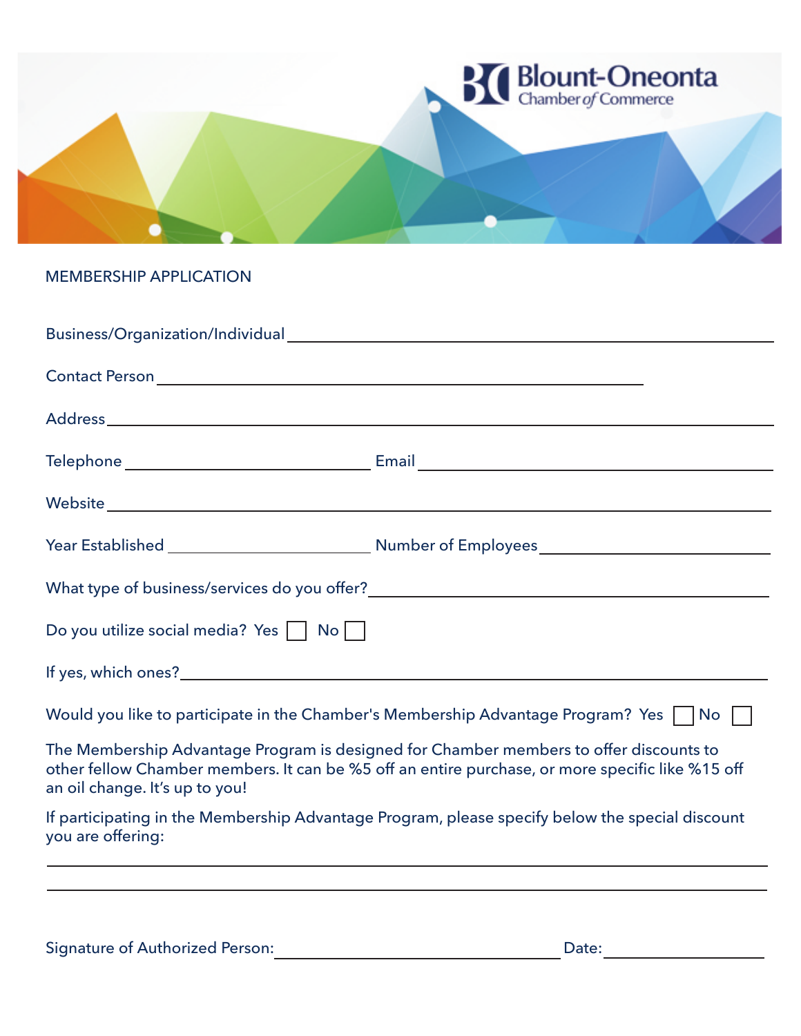Blount-Oneonta Chamber *of* Commerce

MEMBERSHIP APPLICATION

Business/Organization/Individual \_\_\_\_\_\_\_\_\_\_\_\_\_\_\_\_\_\_\_\_\_\_\_\_\_\_\_\_\_\_\_\_\_\_\_\_\_\_\_\_\_\_\_\_\_\_\_\_

Contact Person \_\_\_\_\_\_\_\_\_\_\_\_\_\_\_\_\_\_\_\_\_\_\_\_\_\_\_\_\_\_\_\_\_\_\_\_\_\_\_\_\_\_\_\_\_\_\_\_

Address \_\_\_\_\_\_\_\_\_\_\_\_\_\_\_\_\_\_\_\_\_\_\_\_\_\_\_\_\_\_\_\_\_\_\_\_\_\_\_\_\_\_\_\_\_\_\_\_\_\_\_\_\_\_\_\_\_\_\_\_\_\_

Telephone \_\_\_\_\_\_\_\_\_\_\_\_\_\_\_\_\_\_\_\_\_\_\_\_ Email \_\_\_\_\_\_\_\_\_\_\_\_\_\_\_\_\_\_\_\_\_\_\_\_\_\_\_\_\_\_\_\_\_\_

Website \_\_\_\_\_\_\_\_\_\_\_\_\_\_\_\_\_\_\_\_\_\_\_\_\_\_\_\_\_\_\_\_\_\_\_\_\_\_\_\_\_\_\_\_\_\_\_\_\_\_\_\_\_\_\_\_\_\_\_\_\_\_

Year Established \_\_\_\_\_\_\_\_\_\_\_\_\_\_\_\_\_\_\_\_ Number of Employees \_\_\_\_\_\_\_\_\_\_\_\_\_\_\_\_\_\_\_\_\_\_

What type of business/services do you offer? \_\_\_\_\_\_\_\_\_\_\_\_\_\_\_\_\_\_\_\_\_\_\_\_\_\_\_\_\_\_\_\_\_\_\_\_\_\_\_\_

Do you utilize social media? Yes ☐ No ☐

If yes, which ones? \_\_\_\_\_\_\_\_\_\_\_\_\_\_\_\_\_\_\_\_\_\_\_\_\_\_\_\_\_\_\_\_\_\_\_\_\_\_\_\_\_\_\_\_\_\_\_\_\_\_\_\_\_\_\_\_

Would you like to participate in the Chamber's Membership Advantage Program? Yes ☐ No ☐

The Membership Advantage Program is designed for Chamber members to offer discounts to other fellow Chamber members. It can be %5 off an entire purchase, or more specific like %15 off an oil change. It's up to you!

If participating in the Membership Advantage Program, please specify below the special discount you are offering:

\_\_\_\_\_\_\_\_\_\_\_\_\_\_\_\_\_\_\_\_\_\_\_\_\_\_\_\_\_\_\_\_\_\_\_\_\_\_\_\_\_\_\_\_\_\_\_\_\_\_\_\_\_\_\_\_\_\_\_\_\_\_\_\_\_\_\_\_\_\_

\_\_\_\_\_\_\_\_\_\_\_\_\_\_\_\_\_\_\_\_\_\_\_\_\_\_\_\_\_\_\_\_\_\_\_\_\_\_\_\_\_\_\_\_\_\_\_\_\_\_\_\_\_\_\_\_\_\_\_\_\_\_\_\_\_\_\_\_\_\_

Signature of Authorized Person: \_\_\_\_\_\_\_\_\_\_\_\_\_\_\_\_\_\_\_\_\_\_\_\_\_\_\_\_ Date: \_\_\_\_\_\_\_\_\_\_\_\_\_\_\_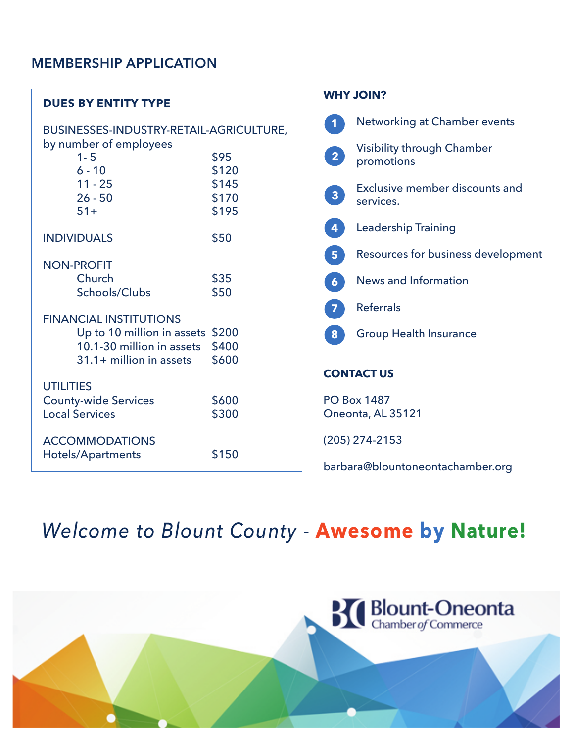## MEMBERSHIP APPLICATION

### DUES BY ENTITY TYPE

| | |
|---|---|
| **BUSINESSES-INDUSTRY-RETAIL-AGRICULTURE, by number of employees** | |
| 1- 5 | $95 |
| 6 - 10 | $120 |
| 11 - 25 | $145 |
| 26 - 50 | $170 |
| 51+ | $195 |
| **INDIVIDUALS** | $50 |
| **NON-PROFIT** | |
| Church | $35 |
| Schools/Clubs | $50 |
| **FINANCIAL INSTITUTIONS** | |
| Up to 10 million in assets | $200 |
| 10.1-30 million in assets | $400 |
| 31.1+ million in assets | $600 |
| **UTILITIES** | |
| County-wide Services | $600 |
| Local Services | $300 |
| **ACCOMMODATIONS** | |
| Hotels/Apartments | $150 |

### WHY JOIN?

1. Networking at Chamber events
2. Visibility through Chamber promotions
3. Exclusive member discounts and services.
4. Leadership Training
5. Resources for business development
6. News and Information
7. Referrals
8. Group Health Insurance

### CONTACT US

PO Box 1487
Oneonta, AL 35121

(205) 274-2153

barbara@blountoneontachamber.org

*Welcome to Blount County* - **Awesome by Nature!**

Blount-Oneonta Chamber of Commerce